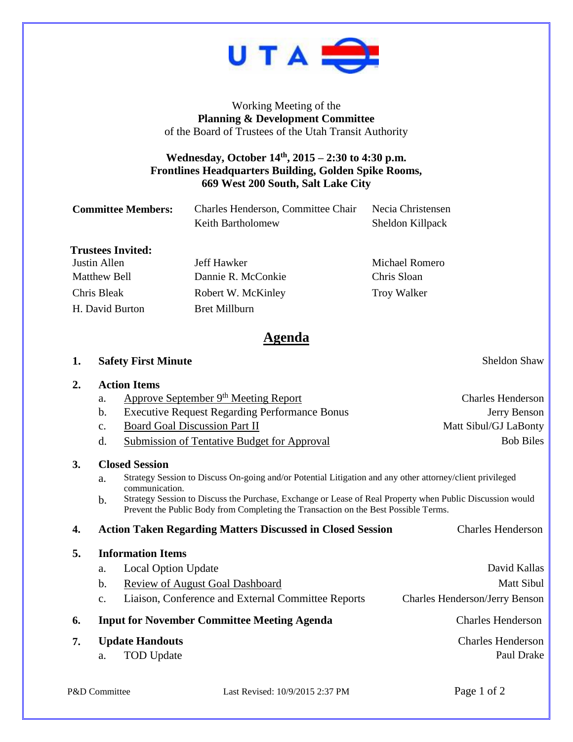UTA

Working Meeting of the
**Planning & Development Committee**
of the Board of Trustees of the Utah Transit Authority

**Wednesday, October 14th, 2015 – 2:30 to 4:30 p.m.**
**Frontlines Headquarters Building, Golden Spike Rooms,**
**669 West 200 South, Salt Lake City**

| **Committee Members:** | Charles Henderson, Committee Chair | Necia Christensen |
|---|---|---|
| | Keith Bartholomew | Sheldon Killpack |

**Trustees Invited:**

| | | |
|---|---|---|
| Justin Allen | Jeff Hawker | Michael Romero |
| Matthew Bell | Dannie R. McConkie | Chris Sloan |
| Chris Bleak | Robert W. McKinley | Troy Walker |
| H. David Burton | Bret Millburn | |

# Agenda

1. **Safety First Minute** — Sheldon Shaw

2. **Action Items**
   a. Approve September 9th Meeting Report — Charles Henderson
   b. Executive Request Regarding Performance Bonus — Jerry Benson
   c. Board Goal Discussion Part II — Matt Sibul/GJ LaBonty
   d. Submission of Tentative Budget for Approval — Bob Biles

3. **Closed Session**
   a. Strategy Session to Discuss On-going and/or Potential Litigation and any other attorney/client privileged communication.
   b. Strategy Session to Discuss the Purchase, Exchange or Lease of Real Property when Public Discussion would Prevent the Public Body from Completing the Transaction on the Best Possible Terms.

4. **Action Taken Regarding Matters Discussed in Closed Session** — Charles Henderson

5. **Information Items**
   a. Local Option Update — David Kallas
   b. Review of August Goal Dashboard — Matt Sibul
   c. Liaison, Conference and External Committee Reports — Charles Henderson/Jerry Benson

6. **Input for November Committee Meeting Agenda** — Charles Henderson

7. **Update Handouts** — Charles Henderson
   a. TOD Update — Paul Drake

P&D Committee Last Revised: 10/9/2015 2:37 PM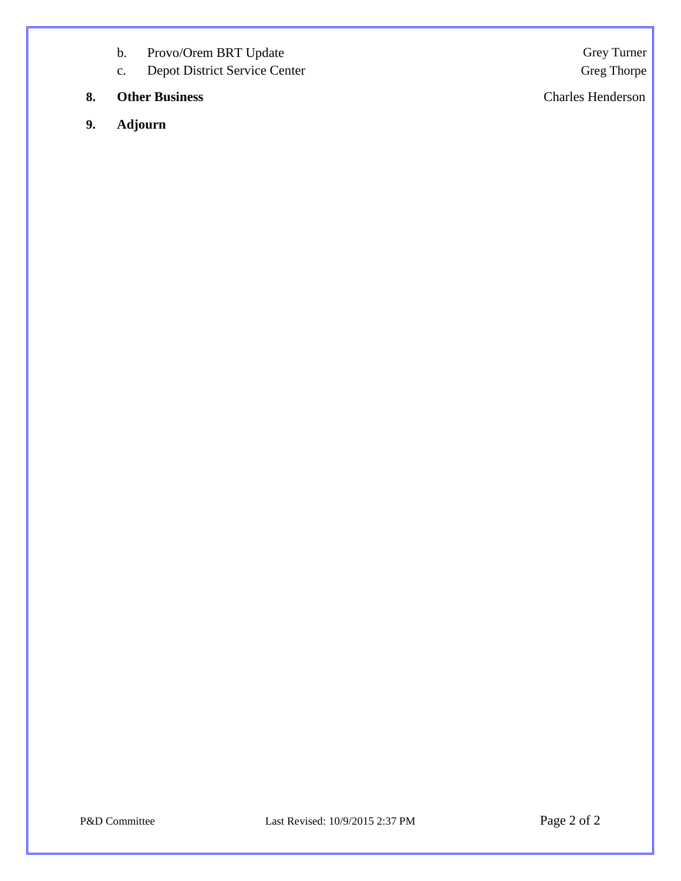b. Provo/Orem BRT Update — Grey Turner

c. Depot District Service Center — Greg Thorpe

**8. Other Business** — Charles Henderson

**9. Adjourn**